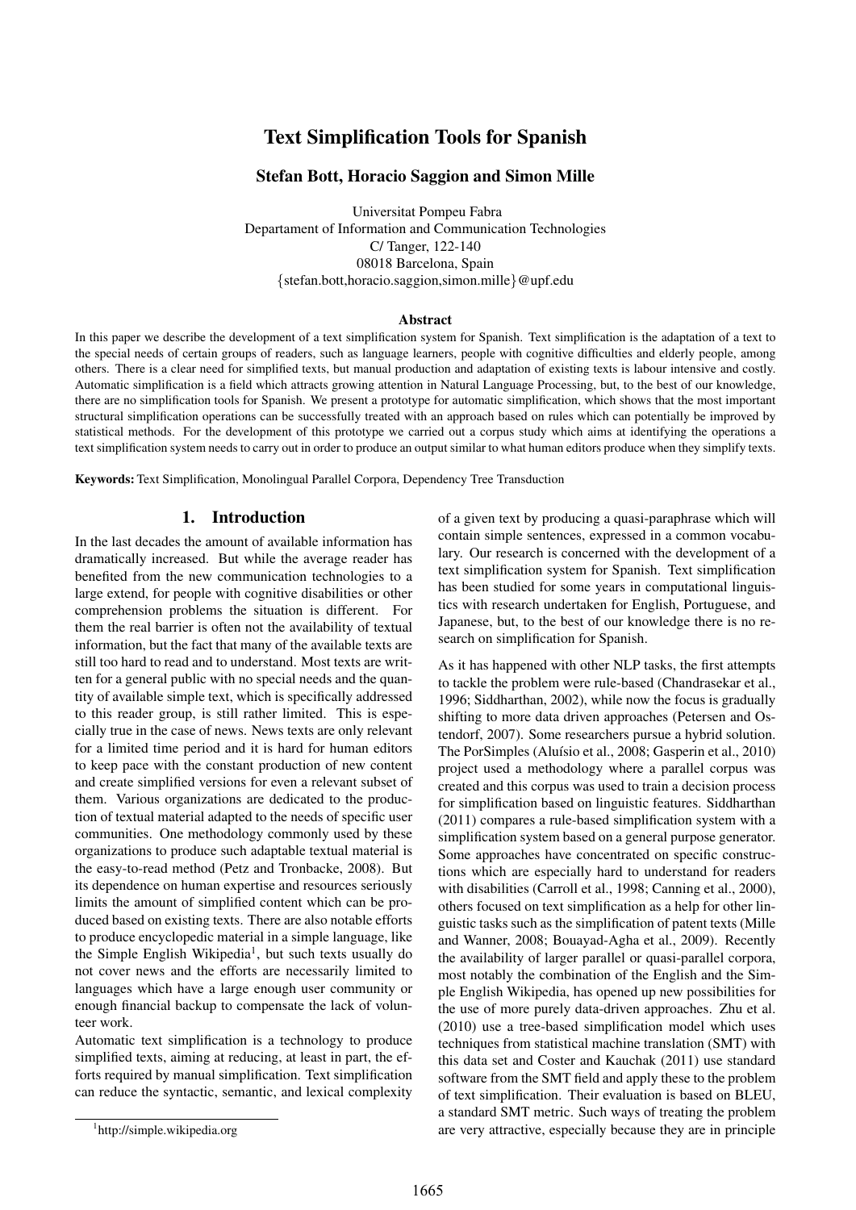# Text Simplification Tools for Spanish

**Stefan Bott, Horacio Saggion and Simon Mille**

Universitat Pompeu Fabra
Departament of Information and Communication Technologies
C/ Tanger, 122-140
08018 Barcelona, Spain
{stefan.bott,horacio.saggion,simon.mille}@upf.edu

### Abstract

In this paper we describe the development of a text simplification system for Spanish. Text simplification is the adaptation of a text to the special needs of certain groups of readers, such as language learners, people with cognitive difficulties and elderly people, among others. There is a clear need for simplified texts, but manual production and adaptation of existing texts is labour intensive and costly. Automatic simplification is a field which attracts growing attention in Natural Language Processing, but, to the best of our knowledge, there are no simplification tools for Spanish. We present a prototype for automatic simplification, which shows that the most important structural simplification operations can be successfully treated with an approach based on rules which can potentially be improved by statistical methods. For the development of this prototype we carried out a corpus study which aims at identifying the operations a text simplification system needs to carry out in order to produce an output similar to what human editors produce when they simplify texts.

**Keywords:** Text Simplification, Monolingual Parallel Corpora, Dependency Tree Transduction

## 1. Introduction

In the last decades the amount of available information has dramatically increased. But while the average reader has benefited from the new communication technologies to a large extend, for people with cognitive disabilities or other comprehension problems the situation is different. For them the real barrier is often not the availability of textual information, but the fact that many of the available texts are still too hard to read and to understand. Most texts are written for a general public with no special needs and the quantity of available simple text, which is specifically addressed to this reader group, is still rather limited. This is especially true in the case of news. News texts are only relevant for a limited time period and it is hard for human editors to keep pace with the constant production of new content and create simplified versions for even a relevant subset of them. Various organizations are dedicated to the production of textual material adapted to the needs of specific user communities. One methodology commonly used by these organizations to produce such adaptable textual material is the easy-to-read method (Petz and Tronbacke, 2008). But its dependence on human expertise and resources seriously limits the amount of simplified content which can be produced based on existing texts. There are also notable efforts to produce encyclopedic material in a simple language, like the Simple English Wikipedia[1], but such texts usually do not cover news and the efforts are necessarily limited to languages which have a large enough user community or enough financial backup to compensate the lack of volunteer work.

Automatic text simplification is a technology to produce simplified texts, aiming at reducing, at least in part, the efforts required by manual simplification. Text simplification can reduce the syntactic, semantic, and lexical complexity of a given text by producing a quasi-paraphrase which will contain simple sentences, expressed in a common vocabulary. Our research is concerned with the development of a text simplification system for Spanish. Text simplification has been studied for some years in computational linguistics with research undertaken for English, Portuguese, and Japanese, but, to the best of our knowledge there is no research on simplification for Spanish.

As it has happened with other NLP tasks, the first attempts to tackle the problem were rule-based (Chandrasekar et al., 1996; Siddharthan, 2002), while now the focus is gradually shifting to more data driven approaches (Petersen and Ostendorf, 2007). Some researchers pursue a hybrid solution. The PorSimples (Aluísio et al., 2008; Gasperin et al., 2010) project used a methodology where a parallel corpus was created and this corpus was used to train a decision process for simplification based on linguistic features. Siddharthan (2011) compares a rule-based simplification system with a simplification system based on a general purpose generator. Some approaches have concentrated on specific constructions which are especially hard to understand for readers with disabilities (Carroll et al., 1998; Canning et al., 2000), others focused on text simplification as a help for other linguistic tasks such as the simplification of patent texts (Mille and Wanner, 2008; Bouayad-Agha et al., 2009). Recently the availability of larger parallel or quasi-parallel corpora, most notably the combination of the English and the Simple English Wikipedia, has opened up new possibilities for the use of more purely data-driven approaches. Zhu et al. (2010) use a tree-based simplification model which uses techniques from statistical machine translation (SMT) with this data set and Coster and Kauchak (2011) use standard software from the SMT field and apply these to the problem of text simplification. Their evaluation is based on BLEU, a standard SMT metric. Such ways of treating the problem are very attractive, especially because they are in principle

[1] http://simple.wikipedia.org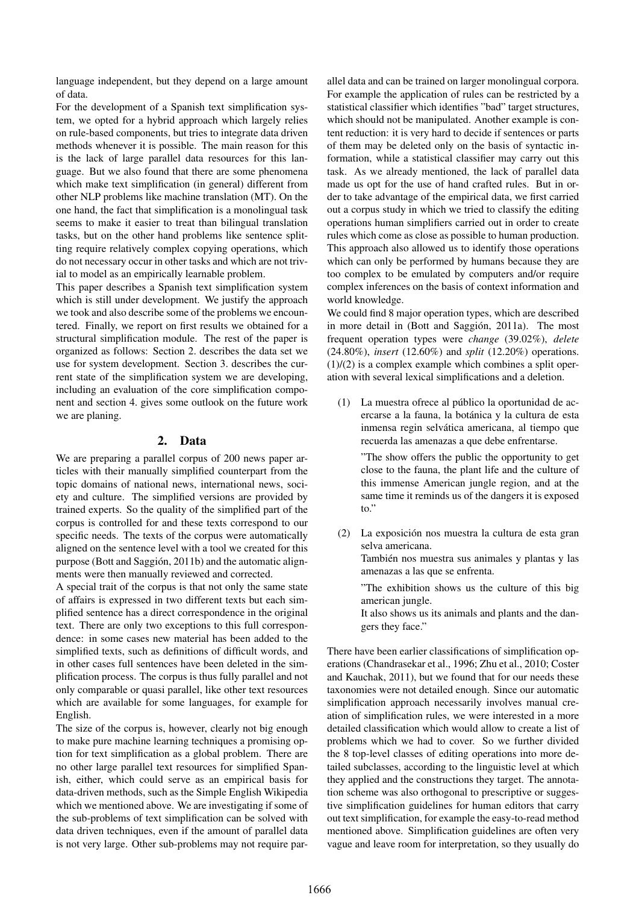language independent, but they depend on a large amount of data.

For the development of a Spanish text simplification system, we opted for a hybrid approach which largely relies on rule-based components, but tries to integrate data driven methods whenever it is possible. The main reason for this is the lack of large parallel data resources for this language. But we also found that there are some phenomena which make text simplification (in general) different from other NLP problems like machine translation (MT). On the one hand, the fact that simplification is a monolingual task seems to make it easier to treat than bilingual translation tasks, but on the other hand problems like sentence splitting require relatively complex copying operations, which do not necessary occur in other tasks and which are not trivial to model as an empirically learnable problem.

This paper describes a Spanish text simplification system which is still under development. We justify the approach we took and also describe some of the problems we encountered. Finally, we report on first results we obtained for a structural simplification module. The rest of the paper is organized as follows: Section 2. describes the data set we use for system development. Section 3. describes the current state of the simplification system we are developing, including an evaluation of the core simplification component and section 4. gives some outlook on the future work we are planing.

## 2. Data

We are preparing a parallel corpus of 200 news paper articles with their manually simplified counterpart from the topic domains of national news, international news, society and culture. The simplified versions are provided by trained experts. So the quality of the simplified part of the corpus is controlled for and these texts correspond to our specific needs. The texts of the corpus were automatically aligned on the sentence level with a tool we created for this purpose (Bott and Saggión, 2011b) and the automatic alignments were then manually reviewed and corrected.

A special trait of the corpus is that not only the same state of affairs is expressed in two different texts but each simplified sentence has a direct correspondence in the original text. There are only two exceptions to this full correspondence: in some cases new material has been added to the simplified texts, such as definitions of difficult words, and in other cases full sentences have been deleted in the simplification process. The corpus is thus fully parallel and not only comparable or quasi parallel, like other text resources which are available for some languages, for example for English.

The size of the corpus is, however, clearly not big enough to make pure machine learning techniques a promising option for text simplification as a global problem. There are no other large parallel text resources for simplified Spanish, either, which could serve as an empirical basis for data-driven methods, such as the Simple English Wikipedia which we mentioned above. We are investigating if some of the sub-problems of text simplification can be solved with data driven techniques, even if the amount of parallel data is not very large. Other sub-problems may not require parallel data and can be trained on larger monolingual corpora. For example the application of rules can be restricted by a statistical classifier which identifies "bad" target structures, which should not be manipulated. Another example is content reduction: it is very hard to decide if sentences or parts of them may be deleted only on the basis of syntactic information, while a statistical classifier may carry out this task. As we already mentioned, the lack of parallel data made us opt for the use of hand crafted rules. But in order to take advantage of the empirical data, we first carried out a corpus study in which we tried to classify the editing operations human simplifiers carried out in order to create rules which come as close as possible to human production. This approach also allowed us to identify those operations which can only be performed by humans because they are too complex to be emulated by computers and/or require complex inferences on the basis of context information and world knowledge.

We could find 8 major operation types, which are described in more detail in (Bott and Saggión, 2011a). The most frequent operation types were *change* (39.02%), *delete* (24.80%), *insert* (12.60%) and *split* (12.20%) operations. (1)/(2) is a complex example which combines a split operation with several lexical simplifications and a deletion.

(1) La muestra ofrece al público la oportunidad de acercarse a la fauna, la botánica y la cultura de esta inmensa regin selvática americana, al tiempo que recuerda las amenazas a que debe enfrentarse.

"The show offers the public the opportunity to get close to the fauna, the plant life and the culture of this immense American jungle region, and at the same time it reminds us of the dangers it is exposed to."

(2) La exposición nos muestra la cultura de esta gran selva americana.
También nos muestra sus animales y plantas y las amenazas a las que se enfrenta.

"The exhibition shows us the culture of this big american jungle.
It also shows us its animals and plants and the dangers they face."

There have been earlier classifications of simplification operations (Chandrasekar et al., 1996; Zhu et al., 2010; Coster and Kauchak, 2011), but we found that for our needs these taxonomies were not detailed enough. Since our automatic simplification approach necessarily involves manual creation of simplification rules, we were interested in a more detailed classification which would allow to create a list of problems which we had to cover. So we further divided the 8 top-level classes of editing operations into more detailed subclasses, according to the linguistic level at which they applied and the constructions they target. The annotation scheme was also orthogonal to prescriptive or suggestive simplification guidelines for human editors that carry out text simplification, for example the easy-to-read method mentioned above. Simplification guidelines are often very vague and leave room for interpretation, so they usually do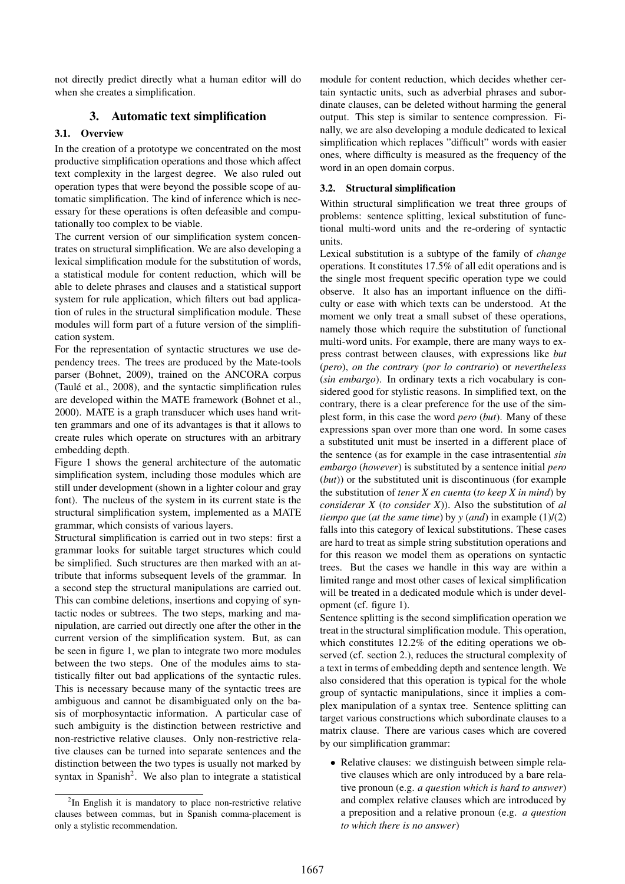not directly predict directly what a human editor will do when she creates a simplification.

## 3. Automatic text simplification

### 3.1. Overview

In the creation of a prototype we concentrated on the most productive simplification operations and those which affect text complexity in the largest degree. We also ruled out operation types that were beyond the possible scope of automatic simplification. The kind of inference which is necessary for these operations is often defeasible and computationally too complex to be viable.

The current version of our simplification system concentrates on structural simplification. We are also developing a lexical simplification module for the substitution of words, a statistical module for content reduction, which will be able to delete phrases and clauses and a statistical support system for rule application, which filters out bad application of rules in the structural simplification module. These modules will form part of a future version of the simplification system.

For the representation of syntactic structures we use dependency trees. The trees are produced by the Mate-tools parser (Bohnet, 2009), trained on the ANCORA corpus (Taulé et al., 2008), and the syntactic simplification rules are developed within the MATE framework (Bohnet et al., 2000). MATE is a graph transducer which uses hand written grammars and one of its advantages is that it allows to create rules which operate on structures with an arbitrary embedding depth.

Figure 1 shows the general architecture of the automatic simplification system, including those modules which are still under development (shown in a lighter colour and gray font). The nucleus of the system in its current state is the structural simplification system, implemented as a MATE grammar, which consists of various layers.

Structural simplification is carried out in two steps: first a grammar looks for suitable target structures which could be simplified. Such structures are then marked with an attribute that informs subsequent levels of the grammar. In a second step the structural manipulations are carried out. This can combine deletions, insertions and copying of syntactic nodes or subtrees. The two steps, marking and manipulation, are carried out directly one after the other in the current version of the simplification system. But, as can be seen in figure 1, we plan to integrate two more modules between the two steps. One of the modules aims to statistically filter out bad applications of the syntactic rules. This is necessary because many of the syntactic trees are ambiguous and cannot be disambiguated only on the basis of morphosyntactic information. A particular case of such ambiguity is the distinction between restrictive and non-restrictive relative clauses. Only non-restrictive relative clauses can be turned into separate sentences and the distinction between the two types is usually not marked by syntax in Spanish[2]. We also plan to integrate a statistical module for content reduction, which decides whether certain syntactic units, such as adverbial phrases and subordinate clauses, can be deleted without harming the general output. This step is similar to sentence compression. Finally, we are also developing a module dedicated to lexical simplification which replaces "difficult" words with easier ones, where difficulty is measured as the frequency of the word in an open domain corpus.

[2]In English it is mandatory to place non-restrictive relative clauses between commas, but in Spanish comma-placement is only a stylistic recommendation.

### 3.2. Structural simplification

Within structural simplification we treat three groups of problems: sentence splitting, lexical substitution of functional multi-word units and the re-ordering of syntactic units.

Lexical substitution is a subtype of the family of *change* operations. It constitutes 17.5% of all edit operations and is the single most frequent specific operation type we could observe. It also has an important influence on the difficulty or ease with which texts can be understood. At the moment we only treat a small subset of these operations, namely those which require the substitution of functional multi-word units. For example, there are many ways to express contrast between clauses, with expressions like *but* (*pero*), *on the contrary* (*por lo contrario*) or *nevertheless* (*sin embargo*). In ordinary texts a rich vocabulary is considered good for stylistic reasons. In simplified text, on the contrary, there is a clear preference for the use of the simplest form, in this case the word *pero* (*but*). Many of these expressions span over more than one word. In some cases a substituted unit must be inserted in a different place of the sentence (as for example in the case intrasentential *sin embargo* (*however*) is substituted by a sentence initial *pero* (*but*)) or the substituted unit is discontinuous (for example the substitution of *tener X en cuenta* (*to keep X in mind*) by *considerar X* (*to consider X*)). Also the substitution of *al tiempo que* (*at the same time*) by *y* (*and*) in example (1)/(2) falls into this category of lexical substitutions. These cases are hard to treat as simple string substitution operations and for this reason we model them as operations on syntactic trees. But the cases we handle in this way are within a limited range and most other cases of lexical simplification will be treated in a dedicated module which is under development (cf. figure 1).

Sentence splitting is the second simplification operation we treat in the structural simplification module. This operation, which constitutes 12.2% of the editing operations we observed (cf. section 2.), reduces the structural complexity of a text in terms of embedding depth and sentence length. We also considered that this operation is typical for the whole group of syntactic manipulations, since it implies a complex manipulation of a syntax tree. Sentence splitting can target various constructions which subordinate clauses to a matrix clause. There are various cases which are covered by our simplification grammar:

- Relative clauses: we distinguish between simple relative clauses which are only introduced by a bare relative pronoun (e.g. *a question which is hard to answer*) and complex relative clauses which are introduced by a preposition and a relative pronoun (e.g. *a question to which there is no answer*)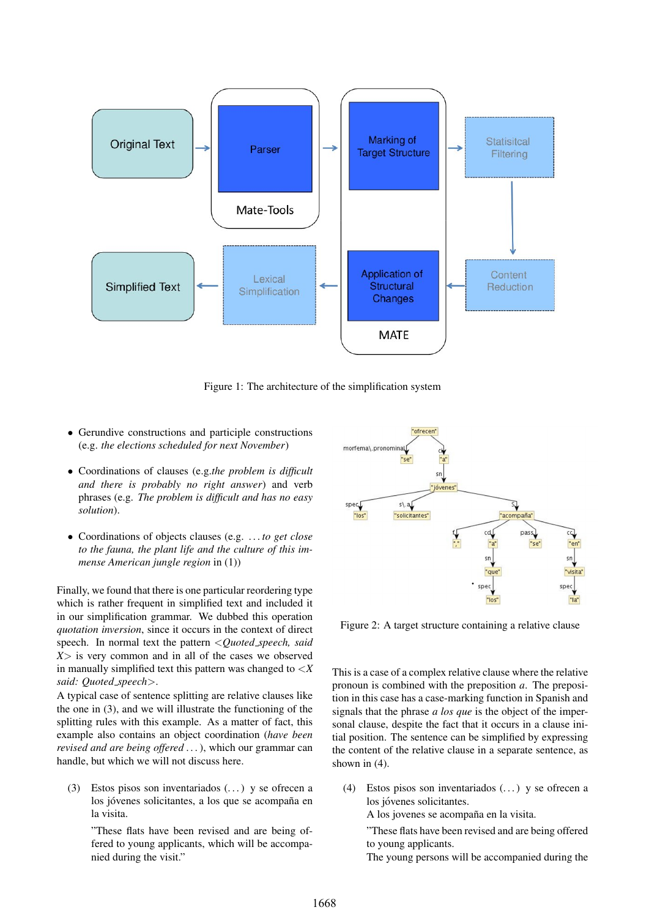Figure 1: The architecture of the simplification system

- Gerundive constructions and participle constructions (e.g. *the elections scheduled for next November*)
- Coordinations of clauses (e.g.*the problem is difficult and there is probably no right answer*) and verb phrases (e.g. *The problem is difficult and has no easy solution*).
- Coordinations of objects clauses (e.g. *... to get close to the fauna, the plant life and the culture of this immense American jungle region* in (1))

Finally, we found that there is one particular reordering type which is rather frequent in simplified text and included it in our simplification grammar. We dubbed this operation *quotation inversion*, since it occurs in the context of direct speech. In normal text the pattern <*Quoted_speech, said X*> is very common and in all of the cases we observed in manually simplified text this pattern was changed to <*X said: Quoted_speech*>.

A typical case of sentence splitting are relative clauses like the one in (3), and we will illustrate the functioning of the splitting rules with this example. As a matter of fact, this example also contains an object coordination (*have been revised and are being offered ...*), which our grammar can handle, but which we will not discuss here.

(3) Estos pisos son inventariados (...) y se ofrecen a los jóvenes solicitantes, a los que se acompaña en la visita.

"These flats have been revised and are being offered to young applicants, which will be accompanied during the visit."

Figure 2: A target structure containing a relative clause

This is a case of a complex relative clause where the relative pronoun is combined with the preposition *a*. The preposition in this case has a case-marking function in Spanish and signals that the phrase *a los que* is the object of the impersonal clause, despite the fact that it occurs in a clause initial position. The sentence can be simplified by expressing the content of the relative clause in a separate sentence, as shown in (4).

(4) Estos pisos son inventariados (...) y se ofrecen a los jóvenes solicitantes.
A los jovenes se acompaña en la visita.

"These flats have been revised and are being offered to young applicants.
The young persons will be accompanied during the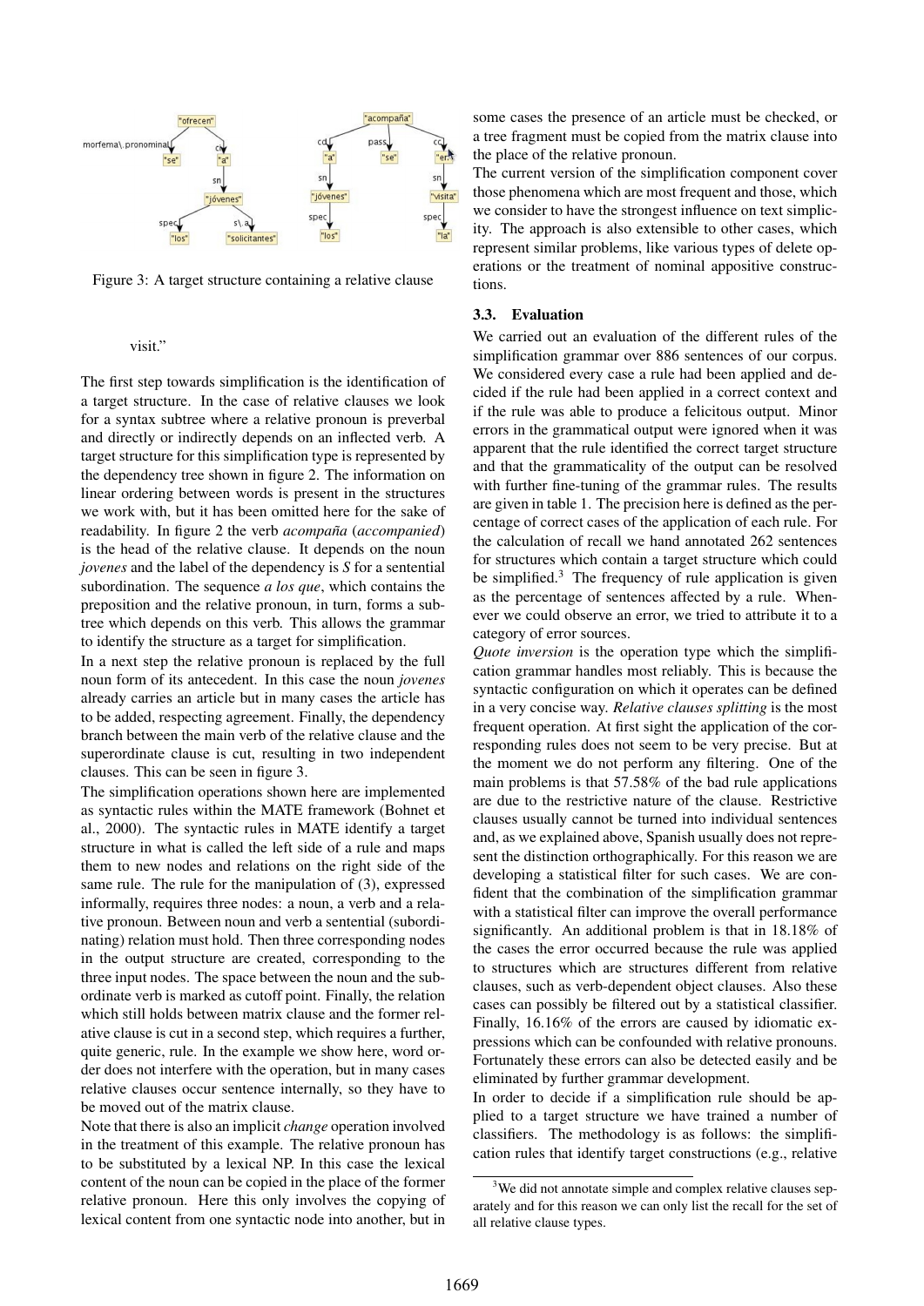Figure 3: A target structure containing a relative clause

visit."

The first step towards simplification is the identification of a target structure. In the case of relative clauses we look for a syntax subtree where a relative pronoun is preverbal and directly or indirectly depends on an inflected verb. A target structure for this simplification type is represented by the dependency tree shown in figure 2. The information on linear ordering between words is present in the structures we work with, but it has been omitted here for the sake of readability. In figure 2 the verb *acompaña* (*accompanied*) is the head of the relative clause. It depends on the noun *jovenes* and the label of the dependency is *S* for a sentential subordination. The sequence *a los que*, which contains the preposition and the relative pronoun, in turn, forms a subtree which depends on this verb. This allows the grammar to identify the structure as a target for simplification.

In a next step the relative pronoun is replaced by the full noun form of its antecedent. In this case the noun *jovenes* already carries an article but in many cases the article has to be added, respecting agreement. Finally, the dependency branch between the main verb of the relative clause and the superordinate clause is cut, resulting in two independent clauses. This can be seen in figure 3.

The simplification operations shown here are implemented as syntactic rules within the MATE framework (Bohnet et al., 2000). The syntactic rules in MATE identify a target structure in what is called the left side of a rule and maps them to new nodes and relations on the right side of the same rule. The rule for the manipulation of (3), expressed informally, requires three nodes: a noun, a verb and a relative pronoun. Between noun and verb a sentential (subordinating) relation must hold. Then three corresponding nodes in the output structure are created, corresponding to the three input nodes. The space between the noun and the subordinate verb is marked as cutoff point. Finally, the relation which still holds between matrix clause and the former relative clause is cut in a second step, which requires a further, quite generic, rule. In the example we show here, word order does not interfere with the operation, but in many cases relative clauses occur sentence internally, so they have to be moved out of the matrix clause.

Note that there is also an implicit *change* operation involved in the treatment of this example. The relative pronoun has to be substituted by a lexical NP. In this case the lexical content of the noun can be copied in the place of the former relative pronoun. Here this only involves the copying of lexical content from one syntactic node into another, but in some cases the presence of an article must be checked, or a tree fragment must be copied from the matrix clause into the place of the relative pronoun.

The current version of the simplification component cover those phenomena which are most frequent and those, which we consider to have the strongest influence on text simplicity. The approach is also extensible to other cases, which represent similar problems, like various types of delete operations or the treatment of nominal appositive constructions.

### 3.3. Evaluation

We carried out an evaluation of the different rules of the simplification grammar over 886 sentences of our corpus. We considered every case a rule had been applied and decided if the rule had been applied in a correct context and if the rule was able to produce a felicitous output. Minor errors in the grammatical output were ignored when it was apparent that the rule identified the correct target structure and that the grammaticality of the output can be resolved with further fine-tuning of the grammar rules. The results are given in table 1. The precision here is defined as the percentage of correct cases of the application of each rule. For the calculation of recall we hand annotated 262 sentences for structures which contain a target structure which could be simplified.[3] The frequency of rule application is given as the percentage of sentences affected by a rule. Whenever we could observe an error, we tried to attribute it to a category of error sources.

*Quote inversion* is the operation type which the simplification grammar handles most reliably. This is because the syntactic configuration on which it operates can be defined in a very concise way. *Relative clauses splitting* is the most frequent operation. At first sight the application of the corresponding rules does not seem to be very precise. But at the moment we do not perform any filtering. One of the main problems is that 57.58% of the bad rule applications are due to the restrictive nature of the clause. Restrictive clauses usually cannot be turned into individual sentences and, as we explained above, Spanish usually does not represent the distinction orthographically. For this reason we are developing a statistical filter for such cases. We are confident that the combination of the simplification grammar with a statistical filter can improve the overall performance significantly. An additional problem is that in 18.18% of the cases the error occurred because the rule was applied to structures which are structures different from relative clauses, such as verb-dependent object clauses. Also these cases can possibly be filtered out by a statistical classifier. Finally, 16.16% of the errors are caused by idiomatic expressions which can be confounded with relative pronouns. Fortunately these errors can also be detected easily and be eliminated by further grammar development.

In order to decide if a simplification rule should be applied to a target structure we have trained a number of classifiers. The methodology is as follows: the simplification rules that identify target constructions (e.g., relative

[3] We did not annotate simple and complex relative clauses separately and for this reason we can only list the recall for the set of all relative clause types.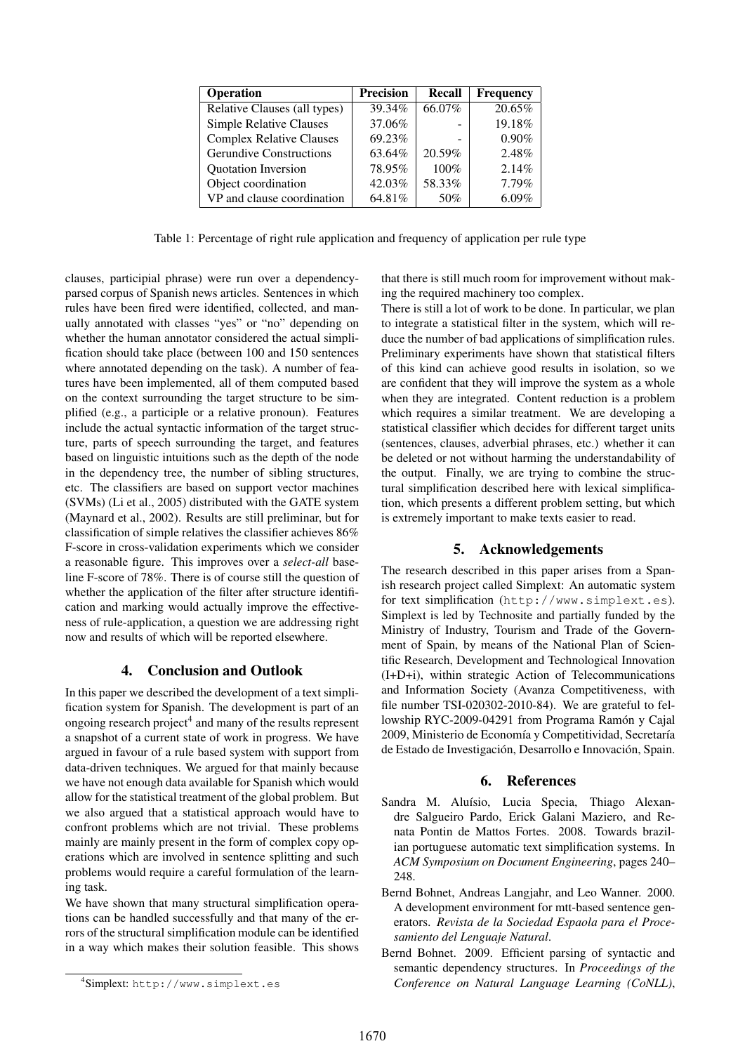| Operation | Precision | Recall | Frequency |
|---|---|---|---|
| Relative Clauses (all types) | 39.34% | 66.07% | 20.65% |
| Simple Relative Clauses | 37.06% | - | 19.18% |
| Complex Relative Clauses | 69.23% | - | 0.90% |
| Gerundive Constructions | 63.64% | 20.59% | 2.48% |
| Quotation Inversion | 78.95% | 100% | 2.14% |
| Object coordination | 42.03% | 58.33% | 7.79% |
| VP and clause coordination | 64.81% | 50% | 6.09% |

Table 1: Percentage of right rule application and frequency of application per rule type

clauses, participial phrase) were run over a dependency-parsed corpus of Spanish news articles. Sentences in which rules have been fired were identified, collected, and manually annotated with classes "yes" or "no" depending on whether the human annotator considered the actual simplification should take place (between 100 and 150 sentences where annotated depending on the task). A number of features have been implemented, all of them computed based on the context surrounding the target structure to be simplified (e.g., a participle or a relative pronoun). Features include the actual syntactic information of the target structure, parts of speech surrounding the target, and features based on linguistic intuitions such as the depth of the node in the dependency tree, the number of sibling structures, etc. The classifiers are based on support vector machines (SVMs) (Li et al., 2005) distributed with the GATE system (Maynard et al., 2002). Results are still preliminar, but for classification of simple relatives the classifier achieves 86% F-score in cross-validation experiments which we consider a reasonable figure. This improves over a *select-all* baseline F-score of 78%. There is of course still the question of whether the application of the filter after structure identification and marking would actually improve the effectiveness of rule-application, a question we are addressing right now and results of which will be reported elsewhere.

## 4. Conclusion and Outlook

In this paper we described the development of a text simplification system for Spanish. The development is part of an ongoing research project[4] and many of the results represent a snapshot of a current state of work in progress. We have argued in favour of a rule based system with support from data-driven techniques. We argued for that mainly because we have not enough data available for Spanish which would allow for the statistical treatment of the global problem. But we also argued that a statistical approach would have to confront problems which are not trivial. These problems mainly are mainly present in the form of complex copy operations which are involved in sentence splitting and such problems would require a careful formulation of the learning task.

We have shown that many structural simplification operations can be handled successfully and that many of the errors of the structural simplification module can be identified in a way which makes their solution feasible. This shows that there is still much room for improvement without making the required machinery too complex.

There is still a lot of work to be done. In particular, we plan to integrate a statistical filter in the system, which will reduce the number of bad applications of simplification rules. Preliminary experiments have shown that statistical filters of this kind can achieve good results in isolation, so we are confident that they will improve the system as a whole when they are integrated. Content reduction is a problem which requires a similar treatment. We are developing a statistical classifier which decides for different target units (sentences, clauses, adverbial phrases, etc.) whether it can be deleted or not without harming the understandability of the output. Finally, we are trying to combine the structural simplification described here with lexical simplification, which presents a different problem setting, but which is extremely important to make texts easier to read.

## 5. Acknowledgements

The research described in this paper arises from a Spanish research project called Simplext: An automatic system for text simplification (http://www.simplext.es). Simplext is led by Technosite and partially funded by the Ministry of Industry, Tourism and Trade of the Government of Spain, by means of the National Plan of Scientific Research, Development and Technological Innovation (I+D+i), within strategic Action of Telecommunications and Information Society (Avanza Competitiveness, with file number TSI-020302-2010-84). We are grateful to fellowship RYC-2009-04291 from Programa Ramón y Cajal 2009, Ministerio de Economía y Competitividad, Secretaría de Estado de Investigación, Desarrollo e Innovación, Spain.

## 6. References

Sandra M. Aluísio, Lucia Specia, Thiago Alexandre Salgueiro Pardo, Erick Galani Maziero, and Renata Pontin de Mattos Fortes. 2008. Towards brazilian portuguese automatic text simplification systems. In *ACM Symposium on Document Engineering*, pages 240–248.

Bernd Bohnet, Andreas Langjahr, and Leo Wanner. 2000. A development environment for mtt-based sentence generators. *Revista de la Sociedad Espaola para el Procesamiento del Lenguaje Natural*.

Bernd Bohnet. 2009. Efficient parsing of syntactic and semantic dependency structures. In *Proceedings of the Conference on Natural Language Learning (CoNLL)*,

[4]Simplext: http://www.simplext.es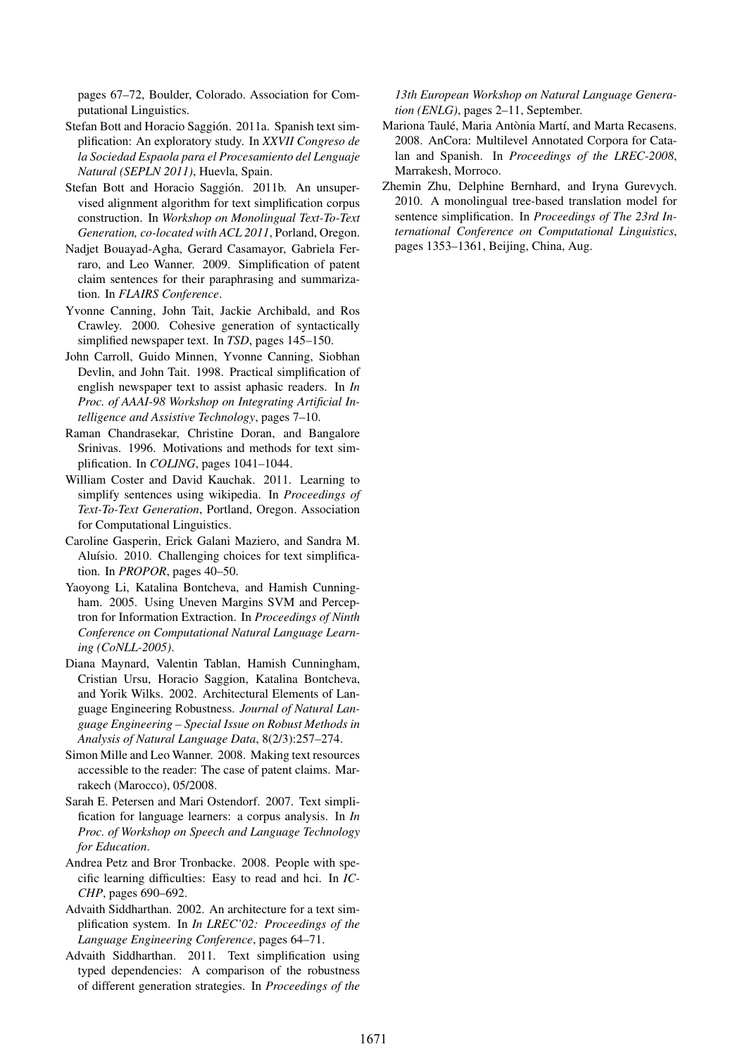pages 67–72, Boulder, Colorado. Association for Computational Linguistics.

Stefan Bott and Horacio Saggión. 2011a. Spanish text simplification: An exploratory study. In *XXVII Congreso de la Sociedad Espaola para el Procesamiento del Lenguaje Natural (SEPLN 2011)*, Huevla, Spain.

Stefan Bott and Horacio Saggión. 2011b. An unsupervised alignment algorithm for text simplification corpus construction. In *Workshop on Monolingual Text-To-Text Generation, co-located with ACL 2011*, Porland, Oregon.

Nadjet Bouayad-Agha, Gerard Casamayor, Gabriela Ferraro, and Leo Wanner. 2009. Simplification of patent claim sentences for their paraphrasing and summarization. In *FLAIRS Conference*.

Yvonne Canning, John Tait, Jackie Archibald, and Ros Crawley. 2000. Cohesive generation of syntactically simplified newspaper text. In *TSD*, pages 145–150.

John Carroll, Guido Minnen, Yvonne Canning, Siobhan Devlin, and John Tait. 1998. Practical simplification of english newspaper text to assist aphasic readers. In *In Proc. of AAAI-98 Workshop on Integrating Artificial Intelligence and Assistive Technology*, pages 7–10.

Raman Chandrasekar, Christine Doran, and Bangalore Srinivas. 1996. Motivations and methods for text simplification. In *COLING*, pages 1041–1044.

William Coster and David Kauchak. 2011. Learning to simplify sentences using wikipedia. In *Proceedings of Text-To-Text Generation*, Portland, Oregon. Association for Computational Linguistics.

Caroline Gasperin, Erick Galani Maziero, and Sandra M. Aluísio. 2010. Challenging choices for text simplification. In *PROPOR*, pages 40–50.

Yaoyong Li, Katalina Bontcheva, and Hamish Cunningham. 2005. Using Uneven Margins SVM and Perceptron for Information Extraction. In *Proceedings of Ninth Conference on Computational Natural Language Learning (CoNLL-2005)*.

Diana Maynard, Valentin Tablan, Hamish Cunningham, Cristian Ursu, Horacio Saggion, Katalina Bontcheva, and Yorik Wilks. 2002. Architectural Elements of Language Engineering Robustness. *Journal of Natural Language Engineering – Special Issue on Robust Methods in Analysis of Natural Language Data*, 8(2/3):257–274.

Simon Mille and Leo Wanner. 2008. Making text resources accessible to the reader: The case of patent claims. Marrakech (Marocco), 05/2008.

Sarah E. Petersen and Mari Ostendorf. 2007. Text simplification for language learners: a corpus analysis. In *In Proc. of Workshop on Speech and Language Technology for Education*.

Andrea Petz and Bror Tronbacke. 2008. People with specific learning difficulties: Easy to read and hci. In *ICCHP*, pages 690–692.

Advaith Siddharthan. 2002. An architecture for a text simplification system. In *In LREC'02: Proceedings of the Language Engineering Conference*, pages 64–71.

Advaith Siddharthan. 2011. Text simplification using typed dependencies: A comparison of the robustness of different generation strategies. In *Proceedings of the 13th European Workshop on Natural Language Generation (ENLG)*, pages 2–11, September.

Mariona Taulé, Maria Antònia Martí, and Marta Recasens. 2008. AnCora: Multilevel Annotated Corpora for Catalan and Spanish. In *Proceedings of the LREC-2008*, Marrakesh, Morroco.

Zhemin Zhu, Delphine Bernhard, and Iryna Gurevych. 2010. A monolingual tree-based translation model for sentence simplification. In *Proceedings of The 23rd International Conference on Computational Linguistics*, pages 1353–1361, Beijing, China, Aug.